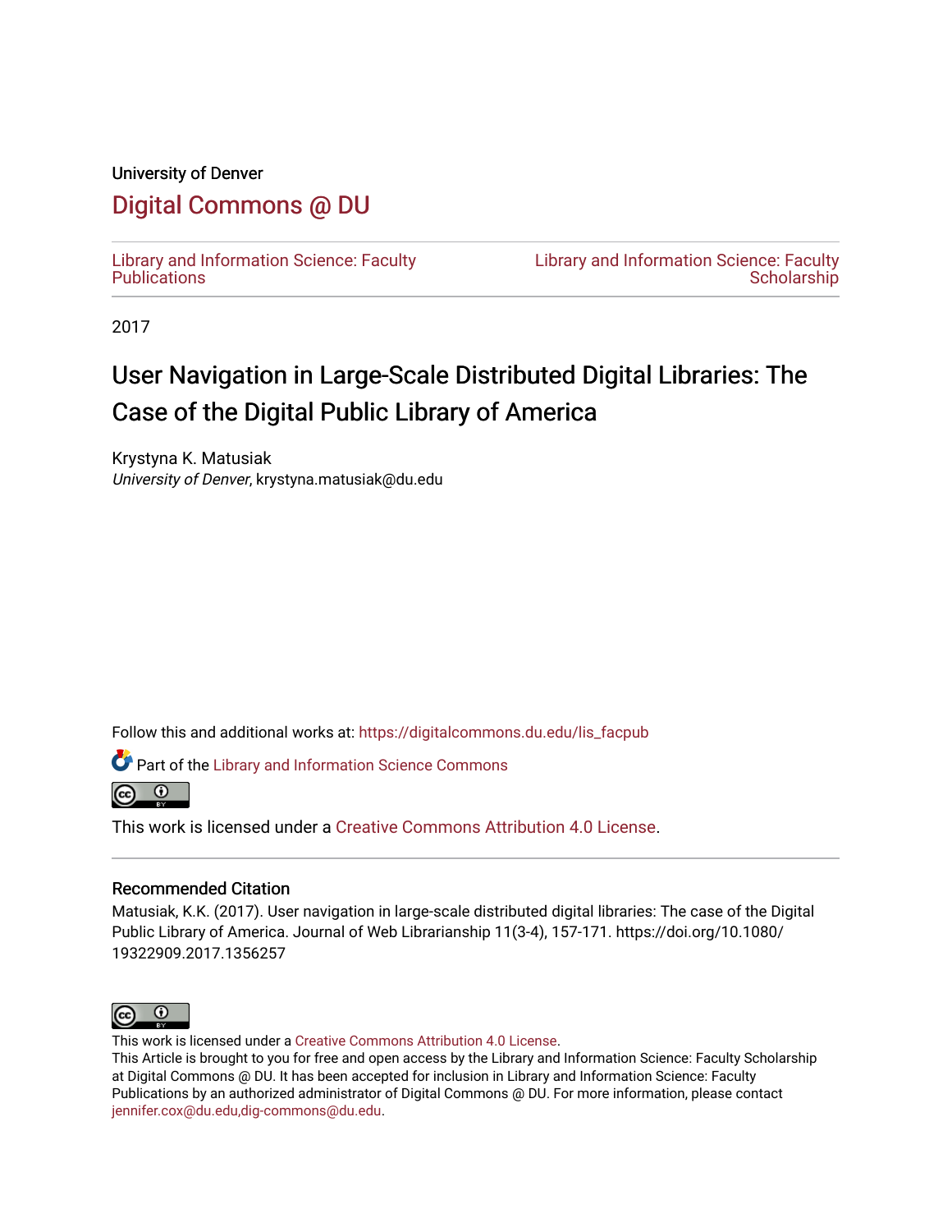University of Denver

# Digital Commons @ DU

Library and Information Science: Faculty Publications

Library and Information Science: Faculty Scholarship

2017

# User Navigation in Large-Scale Distributed Digital Libraries: The Case of the Digital Public Library of America

Krystyna K. Matusiak
*University of Denver*, krystyna.matusiak@du.edu

Follow this and additional works at: https://digitalcommons.du.edu/lis_facpub

Part of the Library and Information Science Commons

This work is licensed under a Creative Commons Attribution 4.0 License.

## Recommended Citation

Matusiak, K.K. (2017). User navigation in large-scale distributed digital libraries: The case of the Digital Public Library of America. Journal of Web Librarianship 11(3-4), 157-171. https://doi.org/10.1080/19322909.2017.1356257

This work is licensed under a Creative Commons Attribution 4.0 License.
This Article is brought to you for free and open access by the Library and Information Science: Faculty Scholarship at Digital Commons @ DU. It has been accepted for inclusion in Library and Information Science: Faculty Publications by an authorized administrator of Digital Commons @ DU. For more information, please contact jennifer.cox@du.edu,dig-commons@du.edu.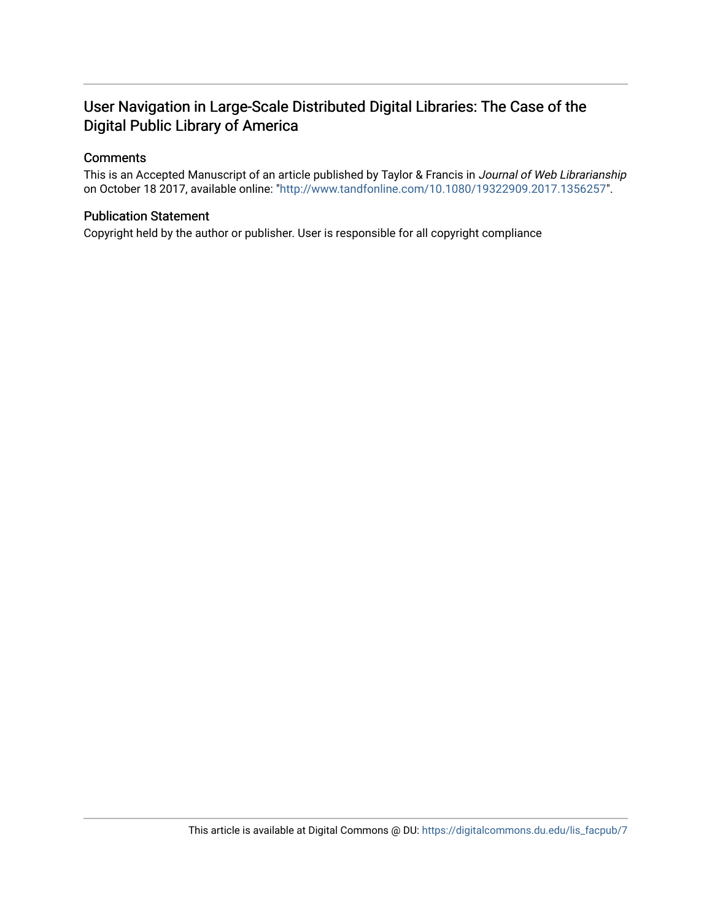# User Navigation in Large-Scale Distributed Digital Libraries: The Case of the Digital Public Library of America

## Comments

This is an Accepted Manuscript of an article published by Taylor & Francis in *Journal of Web Librarianship* on October 18 2017, available online: "http://www.tandfonline.com/10.1080/19322909.2017.1356257".

## Publication Statement

Copyright held by the author or publisher. User is responsible for all copyright compliance

This article is available at Digital Commons @ DU: https://digitalcommons.du.edu/lis_facpub/7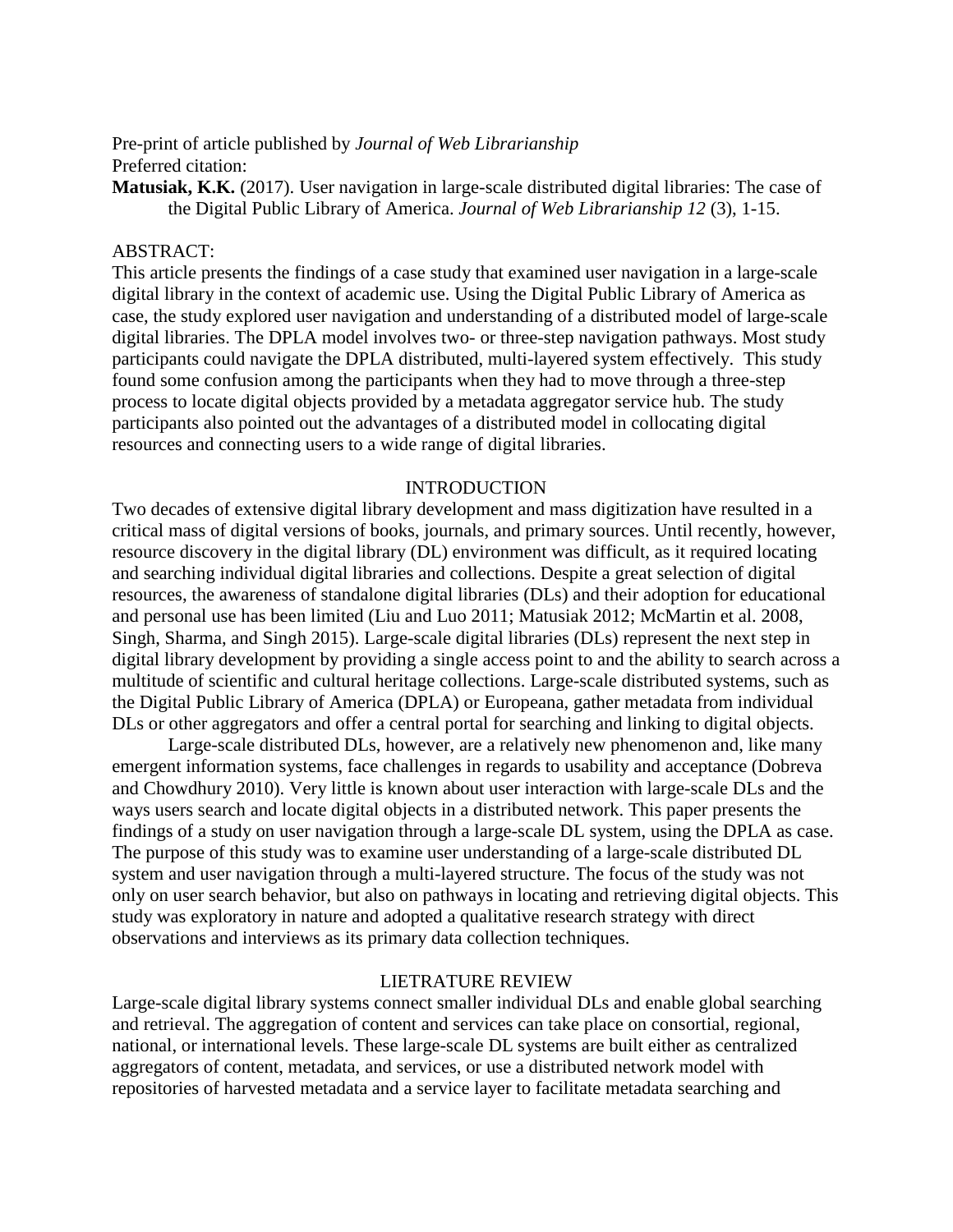Pre-print of article published by *Journal of Web Librarianship*
Preferred citation:
**Matusiak, K.K.** (2017). User navigation in large-scale distributed digital libraries: The case of the Digital Public Library of America. *Journal of Web Librarianship 12* (3), 1-15.

ABSTRACT:
This article presents the findings of a case study that examined user navigation in a large-scale digital library in the context of academic use. Using the Digital Public Library of America as case, the study explored user navigation and understanding of a distributed model of large-scale digital libraries. The DPLA model involves two- or three-step navigation pathways. Most study participants could navigate the DPLA distributed, multi-layered system effectively. This study found some confusion among the participants when they had to move through a three-step process to locate digital objects provided by a metadata aggregator service hub. The study participants also pointed out the advantages of a distributed model in collocating digital resources and connecting users to a wide range of digital libraries.

## INTRODUCTION

Two decades of extensive digital library development and mass digitization have resulted in a critical mass of digital versions of books, journals, and primary sources. Until recently, however, resource discovery in the digital library (DL) environment was difficult, as it required locating and searching individual digital libraries and collections. Despite a great selection of digital resources, the awareness of standalone digital libraries (DLs) and their adoption for educational and personal use has been limited (Liu and Luo 2011; Matusiak 2012; McMartin et al. 2008, Singh, Sharma, and Singh 2015). Large-scale digital libraries (DLs) represent the next step in digital library development by providing a single access point to and the ability to search across a multitude of scientific and cultural heritage collections. Large-scale distributed systems, such as the Digital Public Library of America (DPLA) or Europeana, gather metadata from individual DLs or other aggregators and offer a central portal for searching and linking to digital objects.

Large-scale distributed DLs, however, are a relatively new phenomenon and, like many emergent information systems, face challenges in regards to usability and acceptance (Dobreva and Chowdhury 2010). Very little is known about user interaction with large-scale DLs and the ways users search and locate digital objects in a distributed network. This paper presents the findings of a study on user navigation through a large-scale DL system, using the DPLA as case. The purpose of this study was to examine user understanding of a large-scale distributed DL system and user navigation through a multi-layered structure. The focus of the study was not only on user search behavior, but also on pathways in locating and retrieving digital objects. This study was exploratory in nature and adopted a qualitative research strategy with direct observations and interviews as its primary data collection techniques.

## LIETRATURE REVIEW

Large-scale digital library systems connect smaller individual DLs and enable global searching and retrieval. The aggregation of content and services can take place on consortial, regional, national, or international levels. These large-scale DL systems are built either as centralized aggregators of content, metadata, and services, or use a distributed network model with repositories of harvested metadata and a service layer to facilitate metadata searching and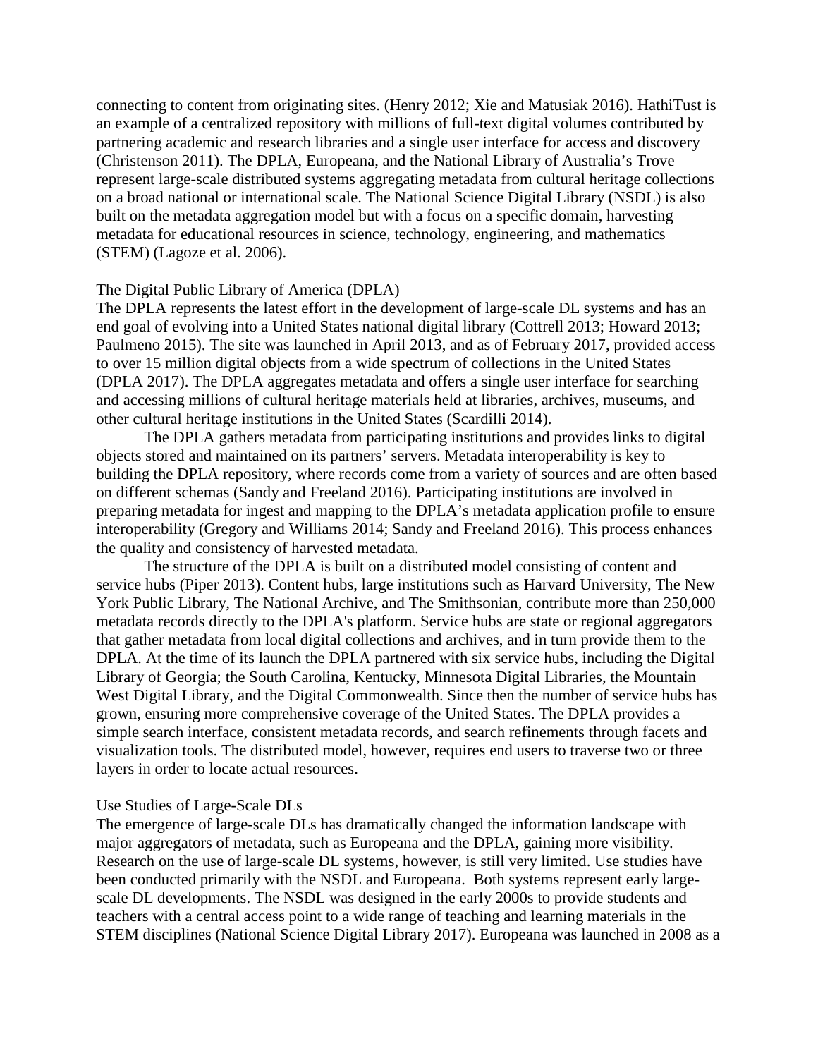connecting to content from originating sites. (Henry 2012; Xie and Matusiak 2016). HathiTust is an example of a centralized repository with millions of full-text digital volumes contributed by partnering academic and research libraries and a single user interface for access and discovery (Christenson 2011). The DPLA, Europeana, and the National Library of Australia's Trove represent large-scale distributed systems aggregating metadata from cultural heritage collections on a broad national or international scale. The National Science Digital Library (NSDL) is also built on the metadata aggregation model but with a focus on a specific domain, harvesting metadata for educational resources in science, technology, engineering, and mathematics (STEM) (Lagoze et al. 2006).

### The Digital Public Library of America (DPLA)

The DPLA represents the latest effort in the development of large-scale DL systems and has an end goal of evolving into a United States national digital library (Cottrell 2013; Howard 2013; Paulmeno 2015). The site was launched in April 2013, and as of February 2017, provided access to over 15 million digital objects from a wide spectrum of collections in the United States (DPLA 2017). The DPLA aggregates metadata and offers a single user interface for searching and accessing millions of cultural heritage materials held at libraries, archives, museums, and other cultural heritage institutions in the United States (Scardilli 2014).

The DPLA gathers metadata from participating institutions and provides links to digital objects stored and maintained on its partners' servers. Metadata interoperability is key to building the DPLA repository, where records come from a variety of sources and are often based on different schemas (Sandy and Freeland 2016). Participating institutions are involved in preparing metadata for ingest and mapping to the DPLA's metadata application profile to ensure interoperability (Gregory and Williams 2014; Sandy and Freeland 2016). This process enhances the quality and consistency of harvested metadata.

The structure of the DPLA is built on a distributed model consisting of content and service hubs (Piper 2013). Content hubs, large institutions such as Harvard University, The New York Public Library, The National Archive, and The Smithsonian, contribute more than 250,000 metadata records directly to the DPLA's platform. Service hubs are state or regional aggregators that gather metadata from local digital collections and archives, and in turn provide them to the DPLA. At the time of its launch the DPLA partnered with six service hubs, including the Digital Library of Georgia; the South Carolina, Kentucky, Minnesota Digital Libraries, the Mountain West Digital Library, and the Digital Commonwealth. Since then the number of service hubs has grown, ensuring more comprehensive coverage of the United States. The DPLA provides a simple search interface, consistent metadata records, and search refinements through facets and visualization tools. The distributed model, however, requires end users to traverse two or three layers in order to locate actual resources.

### Use Studies of Large-Scale DLs

The emergence of large-scale DLs has dramatically changed the information landscape with major aggregators of metadata, such as Europeana and the DPLA, gaining more visibility. Research on the use of large-scale DL systems, however, is still very limited. Use studies have been conducted primarily with the NSDL and Europeana. Both systems represent early large-scale DL developments. The NSDL was designed in the early 2000s to provide students and teachers with a central access point to a wide range of teaching and learning materials in the STEM disciplines (National Science Digital Library 2017). Europeana was launched in 2008 as a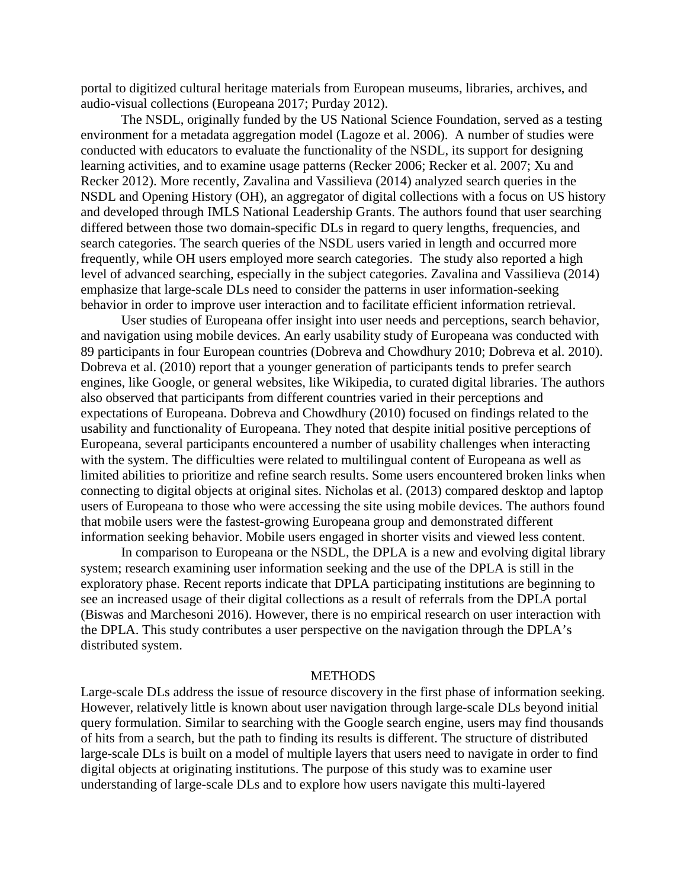portal to digitized cultural heritage materials from European museums, libraries, archives, and audio-visual collections (Europeana 2017; Purday 2012).

The NSDL, originally funded by the US National Science Foundation, served as a testing environment for a metadata aggregation model (Lagoze et al. 2006). A number of studies were conducted with educators to evaluate the functionality of the NSDL, its support for designing learning activities, and to examine usage patterns (Recker 2006; Recker et al. 2007; Xu and Recker 2012). More recently, Zavalina and Vassilieva (2014) analyzed search queries in the NSDL and Opening History (OH), an aggregator of digital collections with a focus on US history and developed through IMLS National Leadership Grants. The authors found that user searching differed between those two domain-specific DLs in regard to query lengths, frequencies, and search categories. The search queries of the NSDL users varied in length and occurred more frequently, while OH users employed more search categories. The study also reported a high level of advanced searching, especially in the subject categories. Zavalina and Vassilieva (2014) emphasize that large-scale DLs need to consider the patterns in user information-seeking behavior in order to improve user interaction and to facilitate efficient information retrieval.

User studies of Europeana offer insight into user needs and perceptions, search behavior, and navigation using mobile devices. An early usability study of Europeana was conducted with 89 participants in four European countries (Dobreva and Chowdhury 2010; Dobreva et al. 2010). Dobreva et al. (2010) report that a younger generation of participants tends to prefer search engines, like Google, or general websites, like Wikipedia, to curated digital libraries. The authors also observed that participants from different countries varied in their perceptions and expectations of Europeana. Dobreva and Chowdhury (2010) focused on findings related to the usability and functionality of Europeana. They noted that despite initial positive perceptions of Europeana, several participants encountered a number of usability challenges when interacting with the system. The difficulties were related to multilingual content of Europeana as well as limited abilities to prioritize and refine search results. Some users encountered broken links when connecting to digital objects at original sites. Nicholas et al. (2013) compared desktop and laptop users of Europeana to those who were accessing the site using mobile devices. The authors found that mobile users were the fastest-growing Europeana group and demonstrated different information seeking behavior. Mobile users engaged in shorter visits and viewed less content.

In comparison to Europeana or the NSDL, the DPLA is a new and evolving digital library system; research examining user information seeking and the use of the DPLA is still in the exploratory phase. Recent reports indicate that DPLA participating institutions are beginning to see an increased usage of their digital collections as a result of referrals from the DPLA portal (Biswas and Marchesoni 2016). However, there is no empirical research on user interaction with the DPLA. This study contributes a user perspective on the navigation through the DPLA's distributed system.

## METHODS

Large-scale DLs address the issue of resource discovery in the first phase of information seeking. However, relatively little is known about user navigation through large-scale DLs beyond initial query formulation. Similar to searching with the Google search engine, users may find thousands of hits from a search, but the path to finding its results is different. The structure of distributed large-scale DLs is built on a model of multiple layers that users need to navigate in order to find digital objects at originating institutions. The purpose of this study was to examine user understanding of large-scale DLs and to explore how users navigate this multi-layered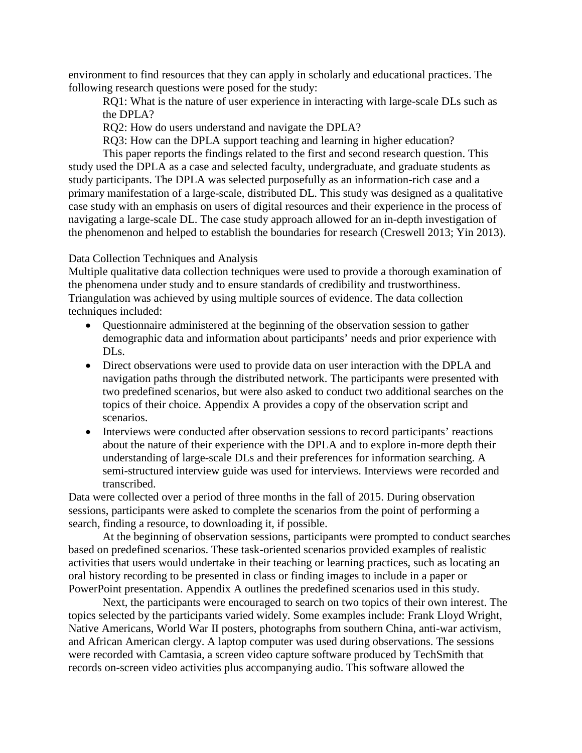environment to find resources that they can apply in scholarly and educational practices. The following research questions were posed for the study:

RQ1: What is the nature of user experience in interacting with large-scale DLs such as the DPLA?

RQ2: How do users understand and navigate the DPLA?

RQ3: How can the DPLA support teaching and learning in higher education?

This paper reports the findings related to the first and second research question. This study used the DPLA as a case and selected faculty, undergraduate, and graduate students as study participants. The DPLA was selected purposefully as an information-rich case and a primary manifestation of a large-scale, distributed DL. This study was designed as a qualitative case study with an emphasis on users of digital resources and their experience in the process of navigating a large-scale DL. The case study approach allowed for an in-depth investigation of the phenomenon and helped to establish the boundaries for research (Creswell 2013; Yin 2013).

## Data Collection Techniques and Analysis

Multiple qualitative data collection techniques were used to provide a thorough examination of the phenomena under study and to ensure standards of credibility and trustworthiness. Triangulation was achieved by using multiple sources of evidence. The data collection techniques included:

- Questionnaire administered at the beginning of the observation session to gather demographic data and information about participants' needs and prior experience with DLs.
- Direct observations were used to provide data on user interaction with the DPLA and navigation paths through the distributed network. The participants were presented with two predefined scenarios, but were also asked to conduct two additional searches on the topics of their choice. Appendix A provides a copy of the observation script and scenarios.
- Interviews were conducted after observation sessions to record participants' reactions about the nature of their experience with the DPLA and to explore in-more depth their understanding of large-scale DLs and their preferences for information searching. A semi-structured interview guide was used for interviews. Interviews were recorded and transcribed.

Data were collected over a period of three months in the fall of 2015. During observation sessions, participants were asked to complete the scenarios from the point of performing a search, finding a resource, to downloading it, if possible.

At the beginning of observation sessions, participants were prompted to conduct searches based on predefined scenarios. These task-oriented scenarios provided examples of realistic activities that users would undertake in their teaching or learning practices, such as locating an oral history recording to be presented in class or finding images to include in a paper or PowerPoint presentation. Appendix A outlines the predefined scenarios used in this study.

Next, the participants were encouraged to search on two topics of their own interest. The topics selected by the participants varied widely. Some examples include: Frank Lloyd Wright, Native Americans, World War II posters, photographs from southern China, anti-war activism, and African American clergy. A laptop computer was used during observations. The sessions were recorded with Camtasia, a screen video capture software produced by TechSmith that records on-screen video activities plus accompanying audio. This software allowed the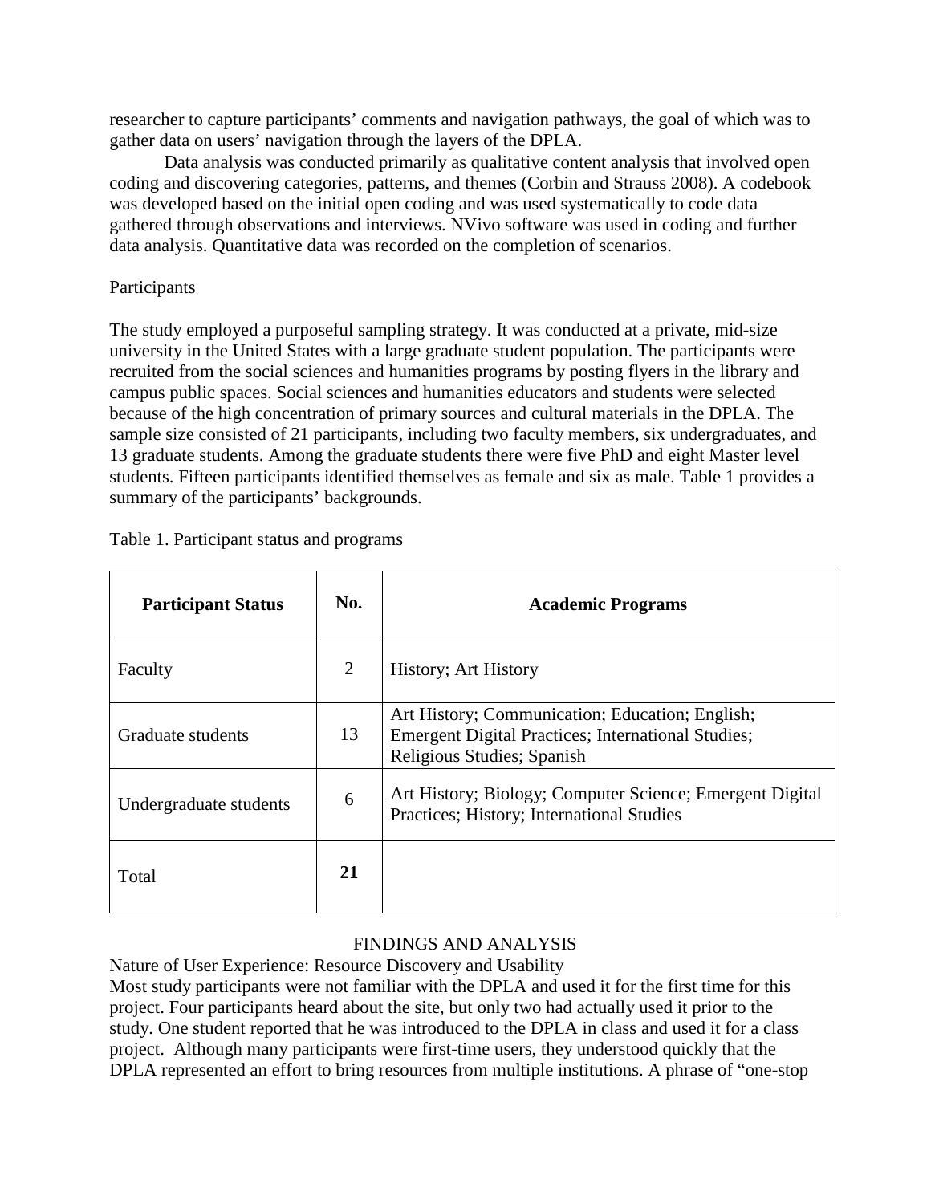researcher to capture participants' comments and navigation pathways, the goal of which was to gather data on users' navigation through the layers of the DPLA.

Data analysis was conducted primarily as qualitative content analysis that involved open coding and discovering categories, patterns, and themes (Corbin and Strauss 2008). A codebook was developed based on the initial open coding and was used systematically to code data gathered through observations and interviews. NVivo software was used in coding and further data analysis. Quantitative data was recorded on the completion of scenarios.

### Participants

The study employed a purposeful sampling strategy. It was conducted at a private, mid-size university in the United States with a large graduate student population. The participants were recruited from the social sciences and humanities programs by posting flyers in the library and campus public spaces. Social sciences and humanities educators and students were selected because of the high concentration of primary sources and cultural materials in the DPLA. The sample size consisted of 21 participants, including two faculty members, six undergraduates, and 13 graduate students. Among the graduate students there were five PhD and eight Master level students. Fifteen participants identified themselves as female and six as male. Table 1 provides a summary of the participants' backgrounds.

Table 1. Participant status and programs

| **Participant Status** | **No.** | **Academic Programs** |
| --- | --- | --- |
| Faculty | 2 | History; Art History |
| Graduate students | 13 | Art History; Communication; Education; English; Emergent Digital Practices; International Studies; Religious Studies; Spanish |
| Undergraduate students | 6 | Art History; Biology; Computer Science; Emergent Digital Practices; History; International Studies |
| Total | **21** | |

## FINDINGS AND ANALYSIS

### Nature of User Experience: Resource Discovery and Usability

Most study participants were not familiar with the DPLA and used it for the first time for this project. Four participants heard about the site, but only two had actually used it prior to the study. One student reported that he was introduced to the DPLA in class and used it for a class project. Although many participants were first-time users, they understood quickly that the DPLA represented an effort to bring resources from multiple institutions. A phrase of "one-stop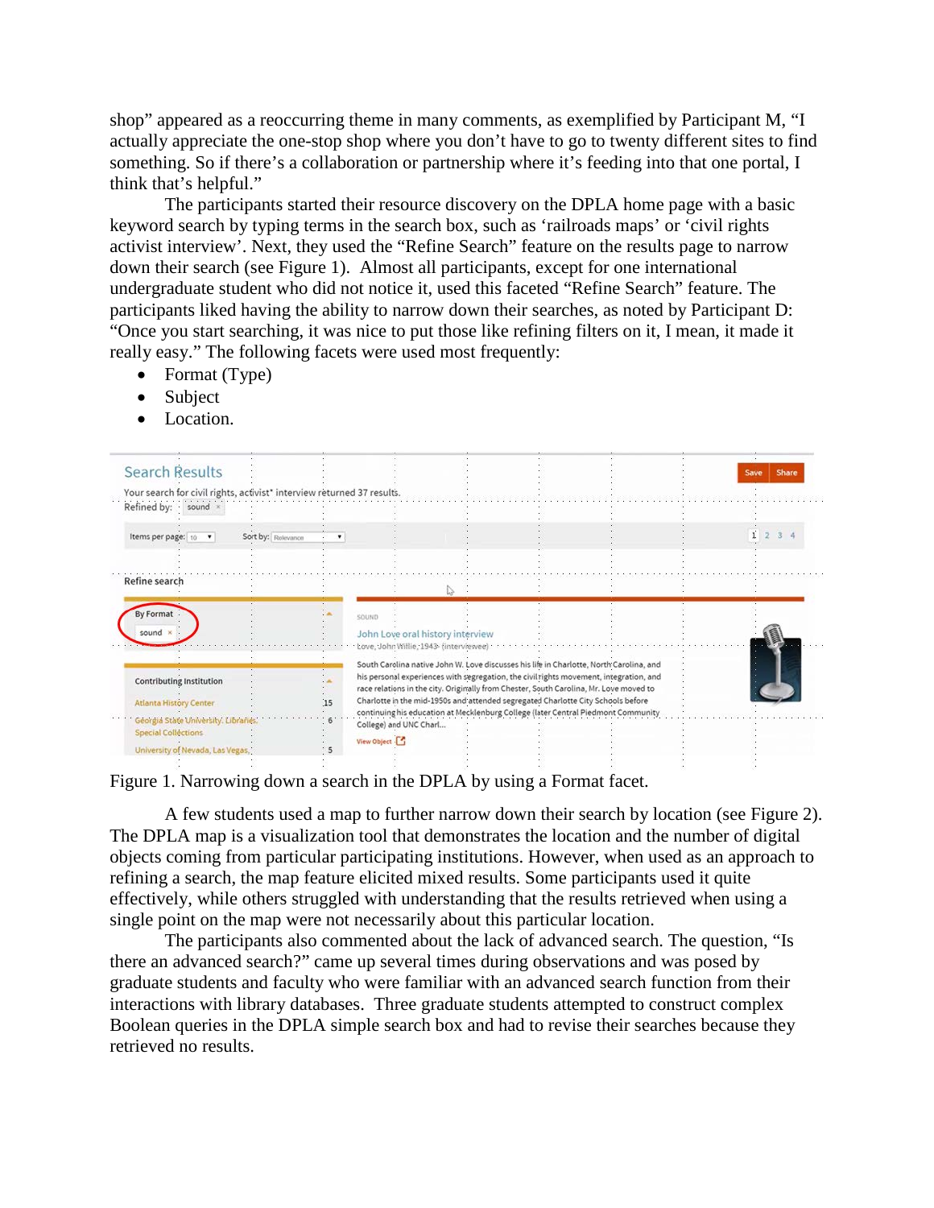shop" appeared as a reoccurring theme in many comments, as exemplified by Participant M, "I actually appreciate the one-stop shop where you don't have to go to twenty different sites to find something. So if there's a collaboration or partnership where it's feeding into that one portal, I think that's helpful."

The participants started their resource discovery on the DPLA home page with a basic keyword search by typing terms in the search box, such as 'railroads maps' or 'civil rights activist interview'. Next, they used the "Refine Search" feature on the results page to narrow down their search (see Figure 1). Almost all participants, except for one international undergraduate student who did not notice it, used this faceted "Refine Search" feature. The participants liked having the ability to narrow down their searches, as noted by Participant D: "Once you start searching, it was nice to put those like refining filters on it, I mean, it made it really easy." The following facets were used most frequently:

- Format (Type)
- Subject
- Location.

Figure 1. Narrowing down a search in the DPLA by using a Format facet.

A few students used a map to further narrow down their search by location (see Figure 2). The DPLA map is a visualization tool that demonstrates the location and the number of digital objects coming from particular participating institutions. However, when used as an approach to refining a search, the map feature elicited mixed results. Some participants used it quite effectively, while others struggled with understanding that the results retrieved when using a single point on the map were not necessarily about this particular location.

The participants also commented about the lack of advanced search. The question, "Is there an advanced search?" came up several times during observations and was posed by graduate students and faculty who were familiar with an advanced search function from their interactions with library databases. Three graduate students attempted to construct complex Boolean queries in the DPLA simple search box and had to revise their searches because they retrieved no results.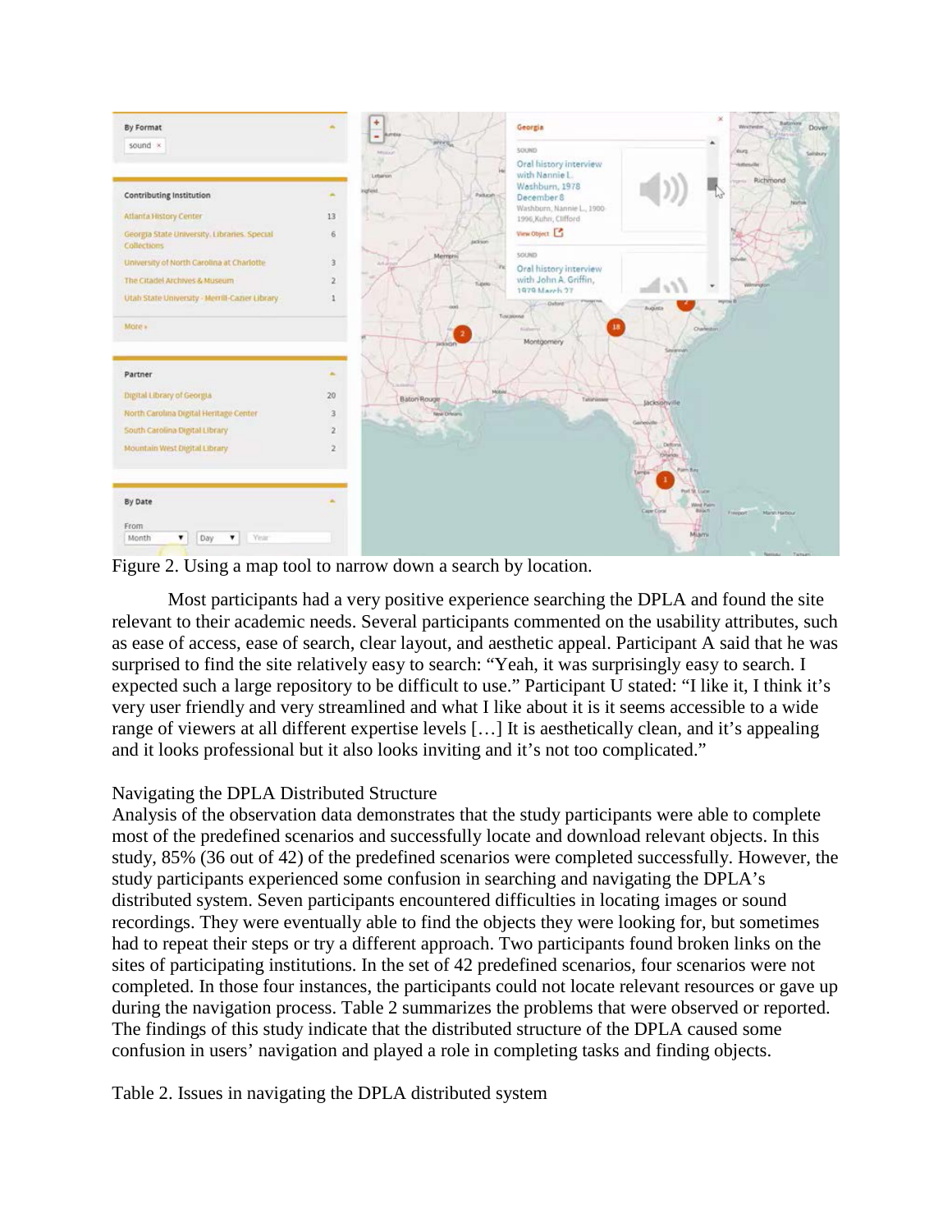Figure 2. Using a map tool to narrow down a search by location.

Most participants had a very positive experience searching the DPLA and found the site relevant to their academic needs. Several participants commented on the usability attributes, such as ease of access, ease of search, clear layout, and aesthetic appeal. Participant A said that he was surprised to find the site relatively easy to search: “Yeah, it was surprisingly easy to search. I expected such a large repository to be difficult to use.” Participant U stated: “I like it, I think it’s very user friendly and very streamlined and what I like about it is it seems accessible to a wide range of viewers at all different expertise levels […] It is aesthetically clean, and it’s appealing and it looks professional but it also looks inviting and it’s not too complicated.”

Navigating the DPLA Distributed Structure

Analysis of the observation data demonstrates that the study participants were able to complete most of the predefined scenarios and successfully locate and download relevant objects. In this study, 85% (36 out of 42) of the predefined scenarios were completed successfully. However, the study participants experienced some confusion in searching and navigating the DPLA’s distributed system. Seven participants encountered difficulties in locating images or sound recordings. They were eventually able to find the objects they were looking for, but sometimes had to repeat their steps or try a different approach. Two participants found broken links on the sites of participating institutions. In the set of 42 predefined scenarios, four scenarios were not completed. In those four instances, the participants could not locate relevant resources or gave up during the navigation process. Table 2 summarizes the problems that were observed or reported. The findings of this study indicate that the distributed structure of the DPLA caused some confusion in users’ navigation and played a role in completing tasks and finding objects.

Table 2. Issues in navigating the DPLA distributed system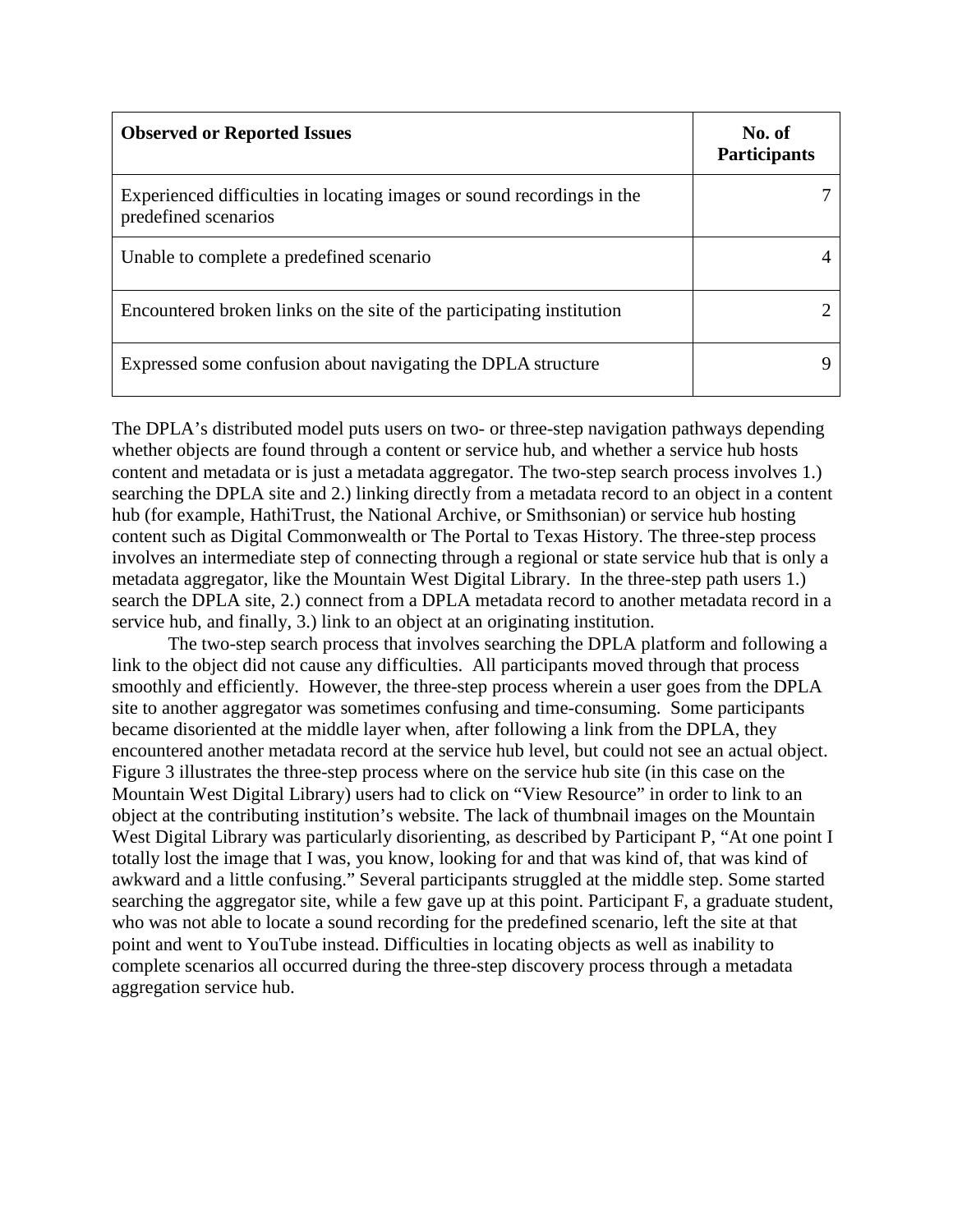| **Observed or Reported Issues** | **No. of Participants** |
|---|---|
| Experienced difficulties in locating images or sound recordings in the predefined scenarios | 7 |
| Unable to complete a predefined scenario | 4 |
| Encountered broken links on the site of the participating institution | 2 |
| Expressed some confusion about navigating the DPLA structure | 9 |

The DPLA's distributed model puts users on two- or three-step navigation pathways depending whether objects are found through a content or service hub, and whether a service hub hosts content and metadata or is just a metadata aggregator. The two-step search process involves 1.) searching the DPLA site and 2.) linking directly from a metadata record to an object in a content hub (for example, HathiTrust, the National Archive, or Smithsonian) or service hub hosting content such as Digital Commonwealth or The Portal to Texas History. The three-step process involves an intermediate step of connecting through a regional or state service hub that is only a metadata aggregator, like the Mountain West Digital Library. In the three-step path users 1.) search the DPLA site, 2.) connect from a DPLA metadata record to another metadata record in a service hub, and finally, 3.) link to an object at an originating institution.

The two-step search process that involves searching the DPLA platform and following a link to the object did not cause any difficulties. All participants moved through that process smoothly and efficiently. However, the three-step process wherein a user goes from the DPLA site to another aggregator was sometimes confusing and time-consuming. Some participants became disoriented at the middle layer when, after following a link from the DPLA, they encountered another metadata record at the service hub level, but could not see an actual object. Figure 3 illustrates the three-step process where on the service hub site (in this case on the Mountain West Digital Library) users had to click on "View Resource" in order to link to an object at the contributing institution's website. The lack of thumbnail images on the Mountain West Digital Library was particularly disorienting, as described by Participant P, "At one point I totally lost the image that I was, you know, looking for and that was kind of, that was kind of awkward and a little confusing." Several participants struggled at the middle step. Some started searching the aggregator site, while a few gave up at this point. Participant F, a graduate student, who was not able to locate a sound recording for the predefined scenario, left the site at that point and went to YouTube instead. Difficulties in locating objects as well as inability to complete scenarios all occurred during the three-step discovery process through a metadata aggregation service hub.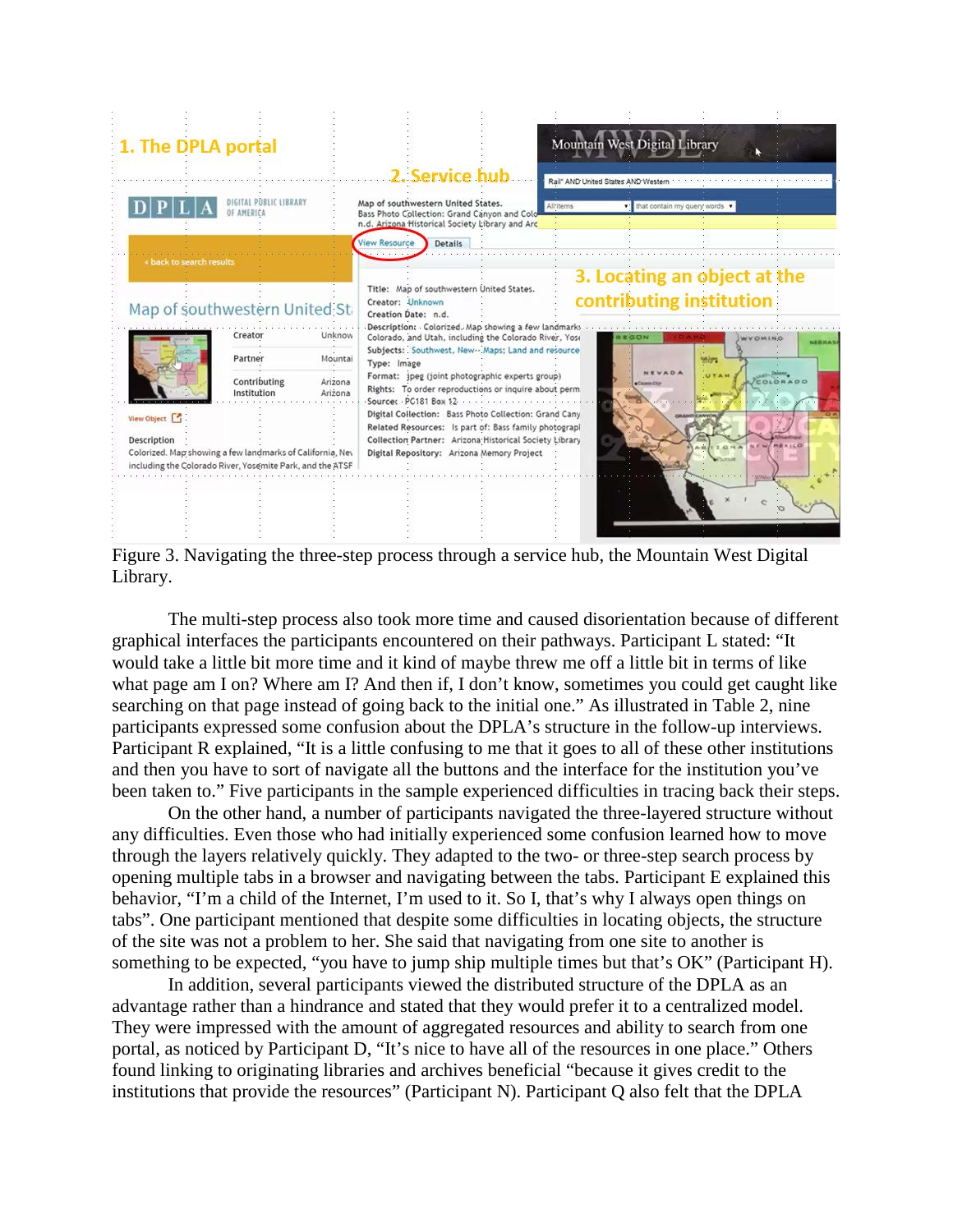Figure 3. Navigating the three-step process through a service hub, the Mountain West Digital Library.

The multi-step process also took more time and caused disorientation because of different graphical interfaces the participants encountered on their pathways. Participant L stated: "It would take a little bit more time and it kind of maybe threw me off a little bit in terms of like what page am I on? Where am I? And then if, I don't know, sometimes you could get caught like searching on that page instead of going back to the initial one." As illustrated in Table 2, nine participants expressed some confusion about the DPLA's structure in the follow-up interviews. Participant R explained, "It is a little confusing to me that it goes to all of these other institutions and then you have to sort of navigate all the buttons and the interface for the institution you've been taken to." Five participants in the sample experienced difficulties in tracing back their steps.

On the other hand, a number of participants navigated the three-layered structure without any difficulties. Even those who had initially experienced some confusion learned how to move through the layers relatively quickly. They adapted to the two- or three-step search process by opening multiple tabs in a browser and navigating between the tabs. Participant E explained this behavior, "I'm a child of the Internet, I'm used to it. So I, that's why I always open things on tabs". One participant mentioned that despite some difficulties in locating objects, the structure of the site was not a problem to her. She said that navigating from one site to another is something to be expected, "you have to jump ship multiple times but that's OK" (Participant H).

In addition, several participants viewed the distributed structure of the DPLA as an advantage rather than a hindrance and stated that they would prefer it to a centralized model. They were impressed with the amount of aggregated resources and ability to search from one portal, as noticed by Participant D, "It's nice to have all of the resources in one place." Others found linking to originating libraries and archives beneficial "because it gives credit to the institutions that provide the resources" (Participant N). Participant Q also felt that the DPLA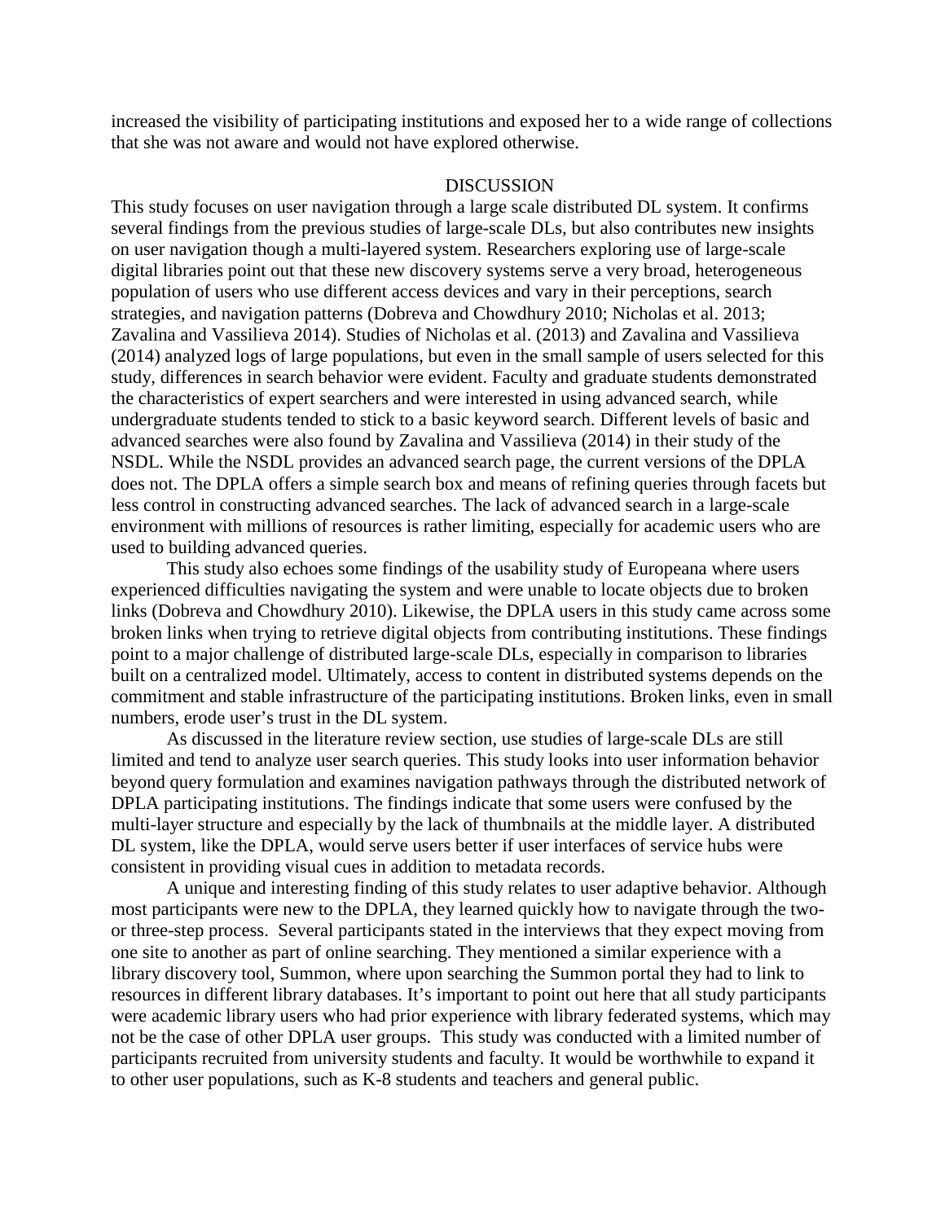increased the visibility of participating institutions and exposed her to a wide range of collections that she was not aware and would not have explored otherwise.

## DISCUSSION

This study focuses on user navigation through a large scale distributed DL system. It confirms several findings from the previous studies of large-scale DLs, but also contributes new insights on user navigation though a multi-layered system. Researchers exploring use of large-scale digital libraries point out that these new discovery systems serve a very broad, heterogeneous population of users who use different access devices and vary in their perceptions, search strategies, and navigation patterns (Dobreva and Chowdhury 2010; Nicholas et al. 2013; Zavalina and Vassilieva 2014). Studies of Nicholas et al. (2013) and Zavalina and Vassilieva (2014) analyzed logs of large populations, but even in the small sample of users selected for this study, differences in search behavior were evident. Faculty and graduate students demonstrated the characteristics of expert searchers and were interested in using advanced search, while undergraduate students tended to stick to a basic keyword search. Different levels of basic and advanced searches were also found by Zavalina and Vassilieva (2014) in their study of the NSDL. While the NSDL provides an advanced search page, the current versions of the DPLA does not. The DPLA offers a simple search box and means of refining queries through facets but less control in constructing advanced searches. The lack of advanced search in a large-scale environment with millions of resources is rather limiting, especially for academic users who are used to building advanced queries.

This study also echoes some findings of the usability study of Europeana where users experienced difficulties navigating the system and were unable to locate objects due to broken links (Dobreva and Chowdhury 2010). Likewise, the DPLA users in this study came across some broken links when trying to retrieve digital objects from contributing institutions. These findings point to a major challenge of distributed large-scale DLs, especially in comparison to libraries built on a centralized model. Ultimately, access to content in distributed systems depends on the commitment and stable infrastructure of the participating institutions. Broken links, even in small numbers, erode user's trust in the DL system.

As discussed in the literature review section, use studies of large-scale DLs are still limited and tend to analyze user search queries. This study looks into user information behavior beyond query formulation and examines navigation pathways through the distributed network of DPLA participating institutions. The findings indicate that some users were confused by the multi-layer structure and especially by the lack of thumbnails at the middle layer. A distributed DL system, like the DPLA, would serve users better if user interfaces of service hubs were consistent in providing visual cues in addition to metadata records.

A unique and interesting finding of this study relates to user adaptive behavior. Although most participants were new to the DPLA, they learned quickly how to navigate through the two- or three-step process. Several participants stated in the interviews that they expect moving from one site to another as part of online searching. They mentioned a similar experience with a library discovery tool, Summon, where upon searching the Summon portal they had to link to resources in different library databases. It's important to point out here that all study participants were academic library users who had prior experience with library federated systems, which may not be the case of other DPLA user groups. This study was conducted with a limited number of participants recruited from university students and faculty. It would be worthwhile to expand it to other user populations, such as K-8 students and teachers and general public.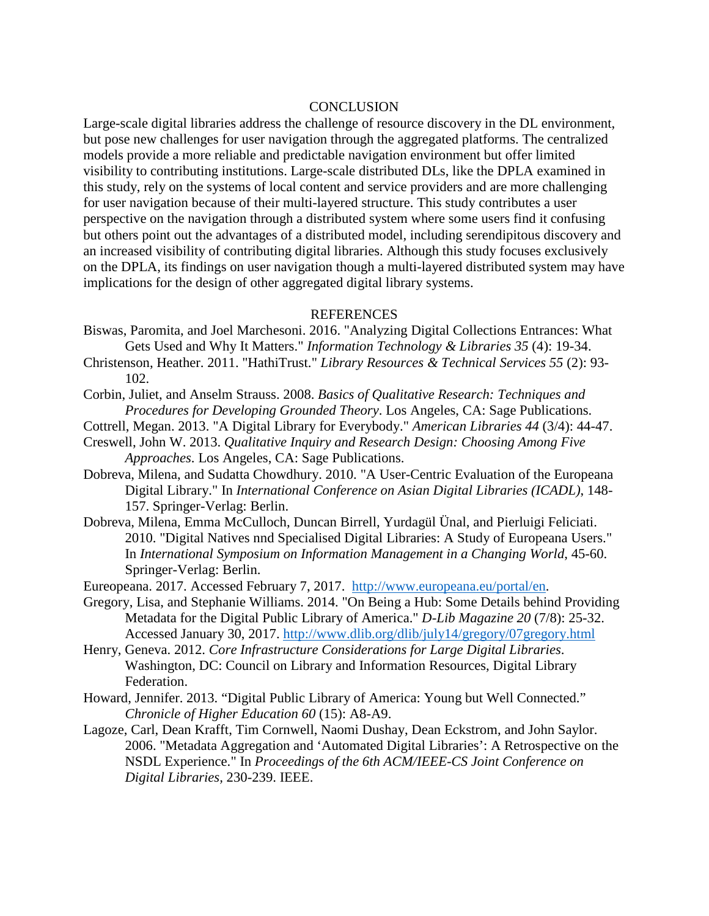## CONCLUSION

Large-scale digital libraries address the challenge of resource discovery in the DL environment, but pose new challenges for user navigation through the aggregated platforms. The centralized models provide a more reliable and predictable navigation environment but offer limited visibility to contributing institutions. Large-scale distributed DLs, like the DPLA examined in this study, rely on the systems of local content and service providers and are more challenging for user navigation because of their multi-layered structure. This study contributes a user perspective on the navigation through a distributed system where some users find it confusing but others point out the advantages of a distributed model, including serendipitous discovery and an increased visibility of contributing digital libraries. Although this study focuses exclusively on the DPLA, its findings on user navigation though a multi-layered distributed system may have implications for the design of other aggregated digital library systems.

## REFERENCES

Biswas, Paromita, and Joel Marchesoni. 2016. "Analyzing Digital Collections Entrances: What Gets Used and Why It Matters." *Information Technology & Libraries 35* (4): 19-34.

Christenson, Heather. 2011. "HathiTrust." *Library Resources & Technical Services 55* (2): 93-102.

Corbin, Juliet, and Anselm Strauss. 2008. *Basics of Qualitative Research: Techniques and Procedures for Developing Grounded Theory*. Los Angeles, CA: Sage Publications.

Cottrell, Megan. 2013. "A Digital Library for Everybody." *American Libraries 44* (3/4): 44-47.

Creswell, John W. 2013. *Qualitative Inquiry and Research Design: Choosing Among Five Approaches*. Los Angeles, CA: Sage Publications.

Dobreva, Milena, and Sudatta Chowdhury. 2010. "A User-Centric Evaluation of the Europeana Digital Library." In *International Conference on Asian Digital Libraries (ICADL)*, 148-157. Springer-Verlag: Berlin.

Dobreva, Milena, Emma McCulloch, Duncan Birrell, Yurdagül Ünal, and Pierluigi Feliciati. 2010. "Digital Natives nnd Specialised Digital Libraries: A Study of Europeana Users." In *International Symposium on Information Management in a Changing World*, 45-60. Springer-Verlag: Berlin.

Eureopeana. 2017. Accessed February 7, 2017. http://www.europeana.eu/portal/en.

Gregory, Lisa, and Stephanie Williams. 2014. "On Being a Hub: Some Details behind Providing Metadata for the Digital Public Library of America." *D-Lib Magazine 20* (7/8): 25-32. Accessed January 30, 2017. http://www.dlib.org/dlib/july14/gregory/07gregory.html

Henry, Geneva. 2012. *Core Infrastructure Considerations for Large Digital Libraries*. Washington, DC: Council on Library and Information Resources, Digital Library Federation.

Howard, Jennifer. 2013. "Digital Public Library of America: Young but Well Connected." *Chronicle of Higher Education 60* (15): A8-A9.

Lagoze, Carl, Dean Krafft, Tim Cornwell, Naomi Dushay, Dean Eckstrom, and John Saylor. 2006. "Metadata Aggregation and 'Automated Digital Libraries': A Retrospective on the NSDL Experience." In *Proceedings of the 6th ACM/IEEE-CS Joint Conference on Digital Libraries*, 230-239. IEEE.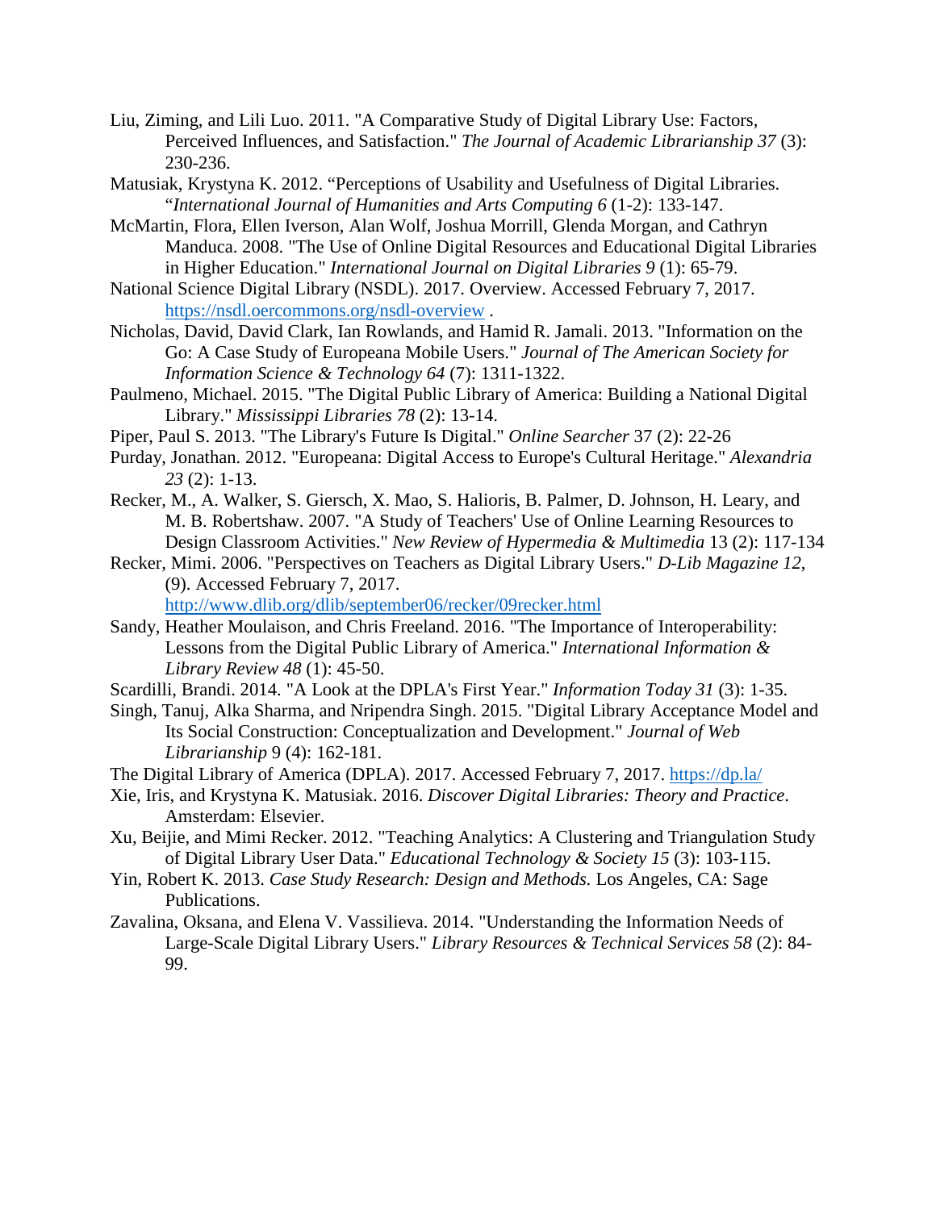Liu, Ziming, and Lili Luo. 2011. "A Comparative Study of Digital Library Use: Factors, Perceived Influences, and Satisfaction." *The Journal of Academic Librarianship 37* (3): 230-236.

Matusiak, Krystyna K. 2012. "Perceptions of Usability and Usefulness of Digital Libraries. "*International Journal of Humanities and Arts Computing 6* (1-2): 133-147.

McMartin, Flora, Ellen Iverson, Alan Wolf, Joshua Morrill, Glenda Morgan, and Cathryn Manduca. 2008. "The Use of Online Digital Resources and Educational Digital Libraries in Higher Education." *International Journal on Digital Libraries 9* (1): 65-79.

National Science Digital Library (NSDL). 2017. Overview. Accessed February 7, 2017. https://nsdl.oercommons.org/nsdl-overview .

Nicholas, David, David Clark, Ian Rowlands, and Hamid R. Jamali. 2013. "Information on the Go: A Case Study of Europeana Mobile Users." *Journal of The American Society for Information Science & Technology 64* (7): 1311-1322.

Paulmeno, Michael. 2015. "The Digital Public Library of America: Building a National Digital Library." *Mississippi Libraries 78* (2): 13-14.

Piper, Paul S. 2013. "The Library's Future Is Digital." *Online Searcher* 37 (2): 22-26

Purday, Jonathan. 2012. "Europeana: Digital Access to Europe's Cultural Heritage." *Alexandria 23* (2): 1-13.

Recker, M., A. Walker, S. Giersch, X. Mao, S. Halioris, B. Palmer, D. Johnson, H. Leary, and M. B. Robertshaw. 2007. "A Study of Teachers' Use of Online Learning Resources to Design Classroom Activities." *New Review of Hypermedia & Multimedia* 13 (2): 117-134

Recker, Mimi. 2006. "Perspectives on Teachers as Digital Library Users." *D-Lib Magazine 12*, (9). Accessed February 7, 2017. http://www.dlib.org/dlib/september06/recker/09recker.html

Sandy, Heather Moulaison, and Chris Freeland. 2016. "The Importance of Interoperability: Lessons from the Digital Public Library of America." *International Information & Library Review 48* (1): 45-50.

Scardilli, Brandi. 2014. "A Look at the DPLA's First Year." *Information Today 31* (3): 1-35.

Singh, Tanuj, Alka Sharma, and Nripendra Singh. 2015. "Digital Library Acceptance Model and Its Social Construction: Conceptualization and Development." *Journal of Web Librarianship* 9 (4): 162-181.

The Digital Library of America (DPLA). 2017. Accessed February 7, 2017. https://dp.la/

Xie, Iris, and Krystyna K. Matusiak. 2016. *Discover Digital Libraries: Theory and Practice*. Amsterdam: Elsevier.

Xu, Beijie, and Mimi Recker. 2012. "Teaching Analytics: A Clustering and Triangulation Study of Digital Library User Data." *Educational Technology & Society 15* (3): 103-115.

Yin, Robert K. 2013. *Case Study Research: Design and Methods.* Los Angeles, CA: Sage Publications.

Zavalina, Oksana, and Elena V. Vassilieva. 2014. "Understanding the Information Needs of Large-Scale Digital Library Users." *Library Resources & Technical Services 58* (2): 84-99.